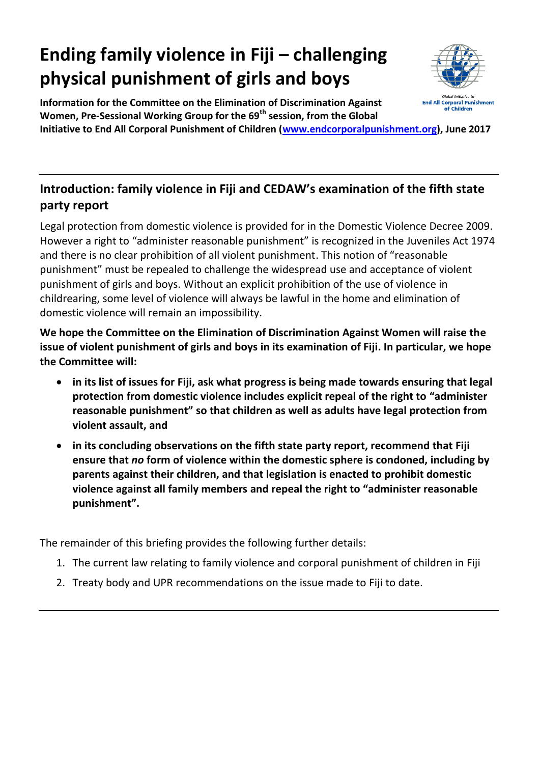# Ending family violence in Fiji – challenging physical punishment of girls and boys

**Information for the Committee on the Elimination of Discrimination Against Women, Pre-Sessional Working Group for the 69th session, from the Global Initiative to End All Corporal Punishment of Children ([www.endcorporalpunishment.org](http://www.endcorporalpunishment.org)), June 2017**

Global Initiative to End All Corporal Punishment of Children

---

## Introduction: family violence in Fiji and CEDAW's examination of the fifth state party report

Legal protection from domestic violence is provided for in the Domestic Violence Decree 2009. However a right to "administer reasonable punishment" is recognized in the Juveniles Act 1974 and there is no clear prohibition of all violent punishment. This notion of "reasonable punishment" must be repealed to challenge the widespread use and acceptance of violent punishment of girls and boys. Without an explicit prohibition of the use of violence in childrearing, some level of violence will always be lawful in the home and elimination of domestic violence will remain an impossibility.

**We hope the Committee on the Elimination of Discrimination Against Women will raise the issue of violent punishment of girls and boys in its examination of Fiji. In particular, we hope the Committee will:**

- **in its list of issues for Fiji, ask what progress is being made towards ensuring that legal protection from domestic violence includes explicit repeal of the right to "administer reasonable punishment" so that children as well as adults have legal protection from violent assault, and**
- **in its concluding observations on the fifth state party report, recommend that Fiji ensure that *no* form of violence within the domestic sphere is condoned, including by parents against their children, and that legislation is enacted to prohibit domestic violence against all family members and repeal the right to "administer reasonable punishment".**

The remainder of this briefing provides the following further details:

1. The current law relating to family violence and corporal punishment of children in Fiji
2. Treaty body and UPR recommendations on the issue made to Fiji to date.

---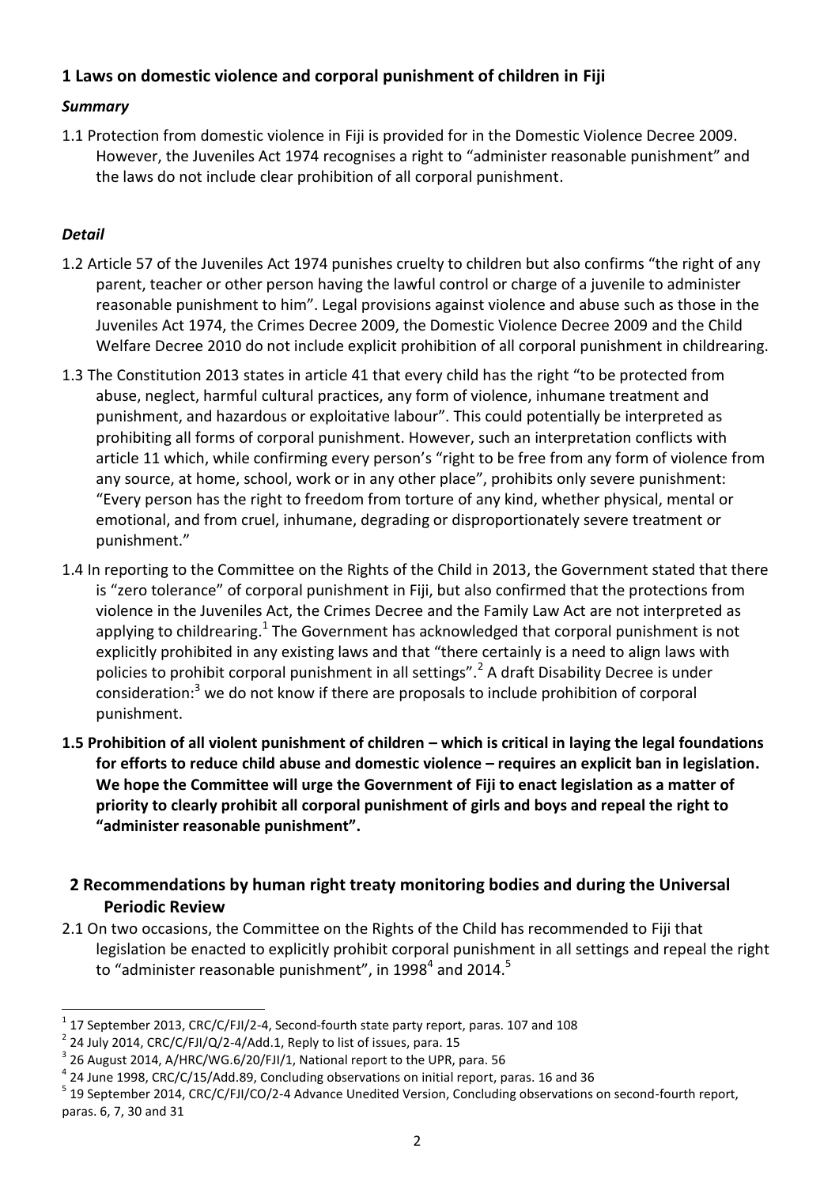## 1 Laws on domestic violence and corporal punishment of children in Fiji

### *Summary*

1.1 Protection from domestic violence in Fiji is provided for in the Domestic Violence Decree 2009. However, the Juveniles Act 1974 recognises a right to "administer reasonable punishment" and the laws do not include clear prohibition of all corporal punishment.

### *Detail*

1.2 Article 57 of the Juveniles Act 1974 punishes cruelty to children but also confirms "the right of any parent, teacher or other person having the lawful control or charge of a juvenile to administer reasonable punishment to him". Legal provisions against violence and abuse such as those in the Juveniles Act 1974, the Crimes Decree 2009, the Domestic Violence Decree 2009 and the Child Welfare Decree 2010 do not include explicit prohibition of all corporal punishment in childrearing.

1.3 The Constitution 2013 states in article 41 that every child has the right "to be protected from abuse, neglect, harmful cultural practices, any form of violence, inhumane treatment and punishment, and hazardous or exploitative labour". This could potentially be interpreted as prohibiting all forms of corporal punishment. However, such an interpretation conflicts with article 11 which, while confirming every person's "right to be free from any form of violence from any source, at home, school, work or in any other place", prohibits only severe punishment: "Every person has the right to freedom from torture of any kind, whether physical, mental or emotional, and from cruel, inhumane, degrading or disproportionately severe treatment or punishment."

1.4 In reporting to the Committee on the Rights of the Child in 2013, the Government stated that there is "zero tolerance" of corporal punishment in Fiji, but also confirmed that the protections from violence in the Juveniles Act, the Crimes Decree and the Family Law Act are not interpreted as applying to childrearing.[1] The Government has acknowledged that corporal punishment is not explicitly prohibited in any existing laws and that "there certainly is a need to align laws with policies to prohibit corporal punishment in all settings".[2] A draft Disability Decree is under consideration:[3] we do not know if there are proposals to include prohibition of corporal punishment.

**1.5 Prohibition of all violent punishment of children – which is critical in laying the legal foundations for efforts to reduce child abuse and domestic violence – requires an explicit ban in legislation. We hope the Committee will urge the Government of Fiji to enact legislation as a matter of priority to clearly prohibit all corporal punishment of girls and boys and repeal the right to "administer reasonable punishment".**

## 2 Recommendations by human right treaty monitoring bodies and during the Universal Periodic Review

2.1 On two occasions, the Committee on the Rights of the Child has recommended to Fiji that legislation be enacted to explicitly prohibit corporal punishment in all settings and repeal the right to "administer reasonable punishment", in 1998[4] and 2014.[5]

---

[1] 17 September 2013, CRC/C/FJI/2-4, Second-fourth state party report, paras. 107 and 108

[2] 24 July 2014, CRC/C/FJI/Q/2-4/Add.1, Reply to list of issues, para. 15

[3] 26 August 2014, A/HRC/WG.6/20/FJI/1, National report to the UPR, para. 56

[4] 24 June 1998, CRC/C/15/Add.89, Concluding observations on initial report, paras. 16 and 36

[5] 19 September 2014, CRC/C/FJI/CO/2-4 Advance Unedited Version, Concluding observations on second-fourth report, paras. 6, 7, 30 and 31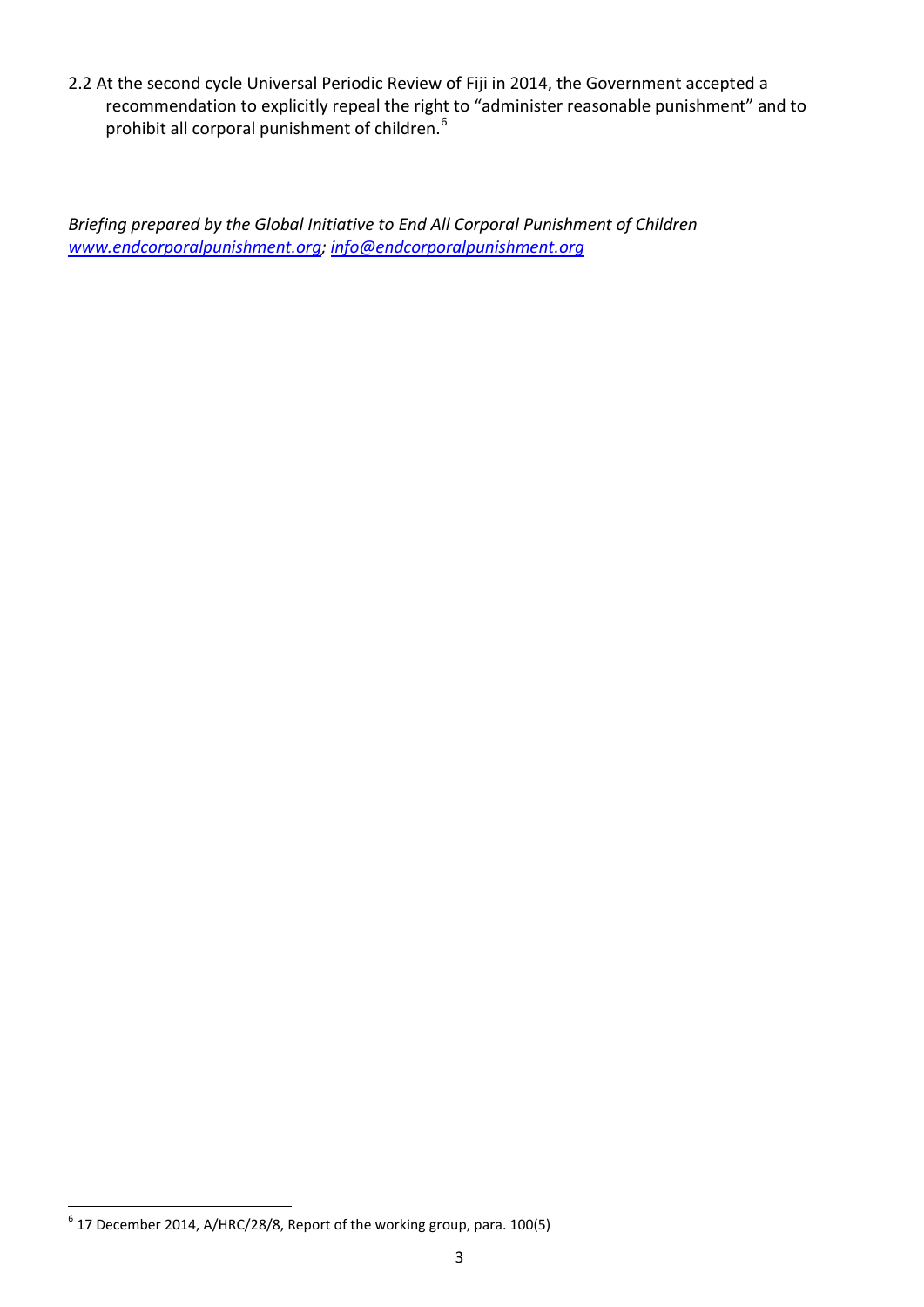2.2 At the second cycle Universal Periodic Review of Fiji in 2014, the Government accepted a recommendation to explicitly repeal the right to "administer reasonable punishment" and to prohibit all corporal punishment of children.[6]

*Briefing prepared by the Global Initiative to End All Corporal Punishment of Children*
*www.endcorporalpunishment.org; info@endcorporalpunishment.org*

[6] 17 December 2014, A/HRC/28/8, Report of the working group, para. 100(5)